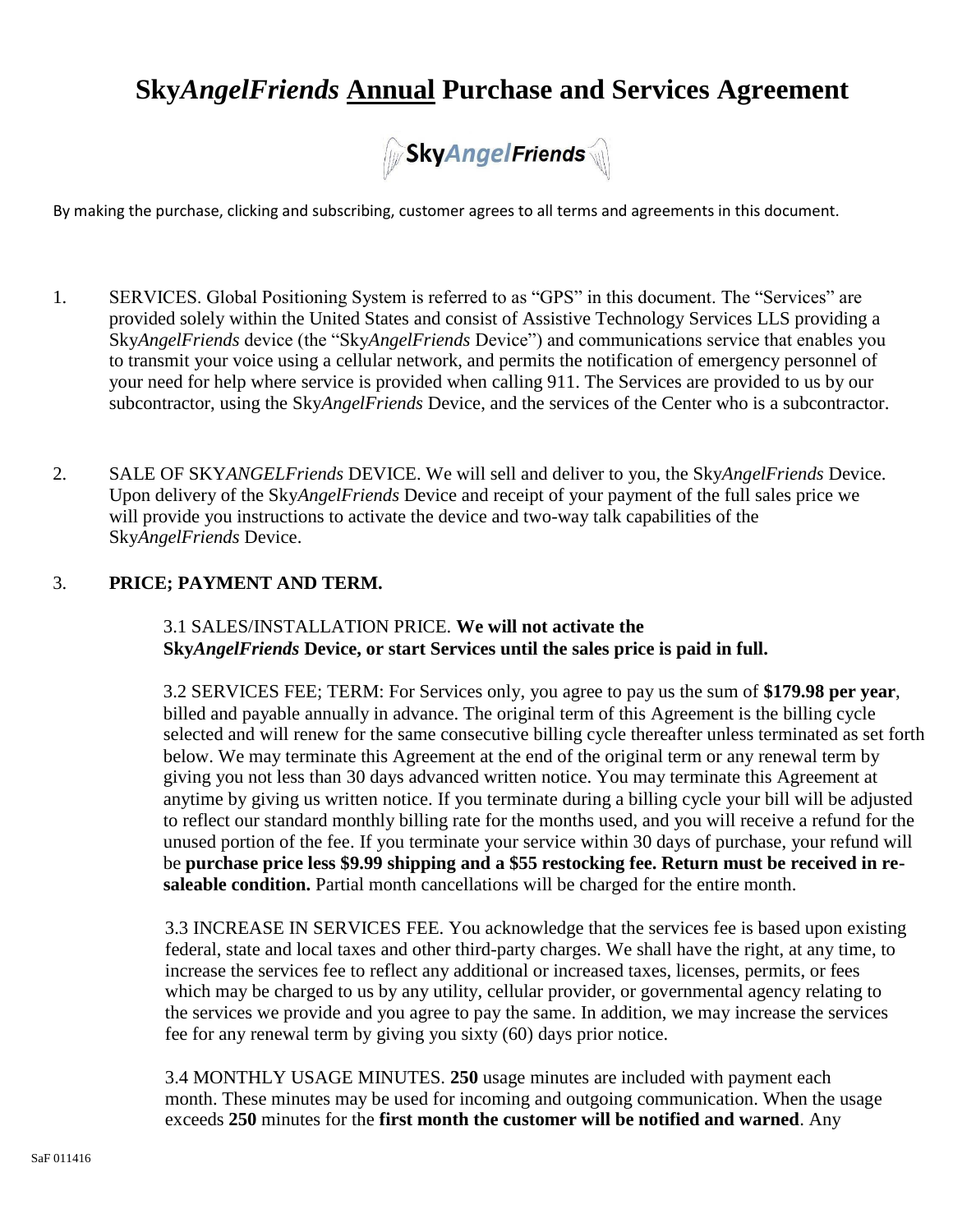# Sky*AngelFriends* **Annual** Purchase and Services Agreement

By making the purchase, clicking and subscribing, customer agrees to all terms and agreements in this document.

1. SERVICES. Global Positioning System is referred to as "GPS" in this document. The "Services" are provided solely within the United States and consist of Assistive Technology Services LLS providing a Sky*AngelFriends* device (the "Sky*AngelFriends* Device") and communications service that enables you to transmit your voice using a cellular network, and permits the notification of emergency personnel of your need for help where service is provided when calling 911. The Services are provided to us by our subcontractor, using the Sky*AngelFriends* Device, and the services of the Center who is a subcontractor.

2. SALE OF SKY*ANGELFriends* DEVICE. We will sell and deliver to you, the Sky*AngelFriends* Device. Upon delivery of the Sky*AngelFriends* Device and receipt of your payment of the full sales price we will provide you instructions to activate the device and two-way talk capabilities of the Sky*AngelFriends* Device.

3. **PRICE; PAYMENT AND TERM.**

   3.1 SALES/INSTALLATION PRICE. **We will not activate the Sky*AngelFriends* Device, or start Services until the sales price is paid in full.**

   3.2 SERVICES FEE; TERM: For Services only, you agree to pay us the sum of **$179.98 per year**, billed and payable annually in advance. The original term of this Agreement is the billing cycle selected and will renew for the same consecutive billing cycle thereafter unless terminated as set forth below. We may terminate this Agreement at the end of the original term or any renewal term by giving you not less than 30 days advanced written notice. You may terminate this Agreement at anytime by giving us written notice. If you terminate during a billing cycle your bill will be adjusted to reflect our standard monthly billing rate for the months used, and you will receive a refund for the unused portion of the fee. If you terminate your service within 30 days of purchase, your refund will be **purchase price less $9.99 shipping and a $55 restocking fee. Return must be received in re-saleable condition.** Partial month cancellations will be charged for the entire month.

   3.3 INCREASE IN SERVICES FEE. You acknowledge that the services fee is based upon existing federal, state and local taxes and other third-party charges. We shall have the right, at any time, to increase the services fee to reflect any additional or increased taxes, licenses, permits, or fees which may be charged to us by any utility, cellular provider, or governmental agency relating to the services we provide and you agree to pay the same. In addition, we may increase the services fee for any renewal term by giving you sixty (60) days prior notice.

   3.4 MONTHLY USAGE MINUTES. **250** usage minutes are included with payment each month. These minutes may be used for incoming and outgoing communication. When the usage exceeds **250** minutes for the **first month the customer will be notified and warned**. Any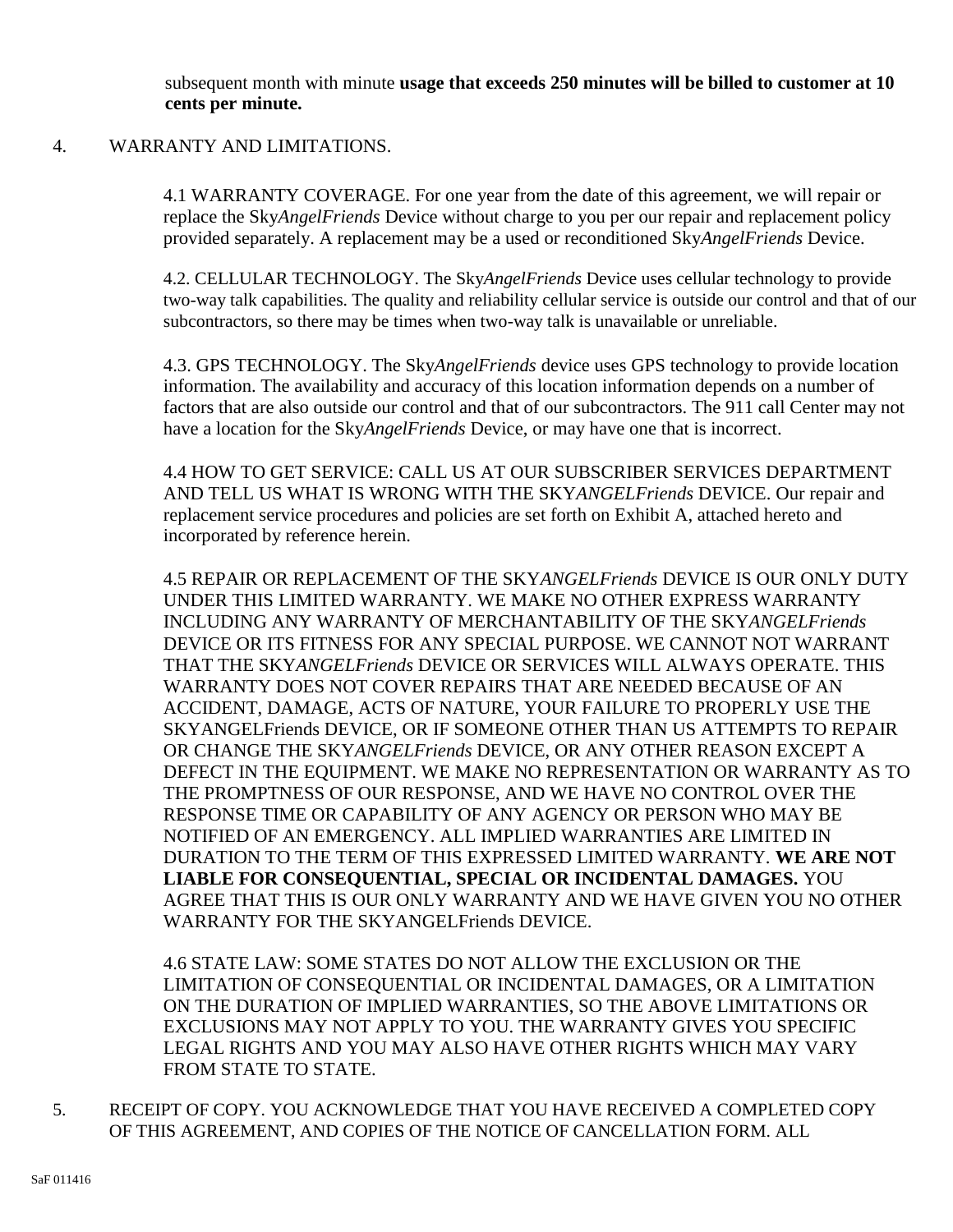subsequent month with minute **usage that exceeds 250 minutes will be billed to customer at 10 cents per minute.**

4. WARRANTY AND LIMITATIONS.

4.1 WARRANTY COVERAGE. For one year from the date of this agreement, we will repair or replace the Sky*AngelFriends* Device without charge to you per our repair and replacement policy provided separately. A replacement may be a used or reconditioned Sky*AngelFriends* Device.

4.2. CELLULAR TECHNOLOGY. The Sky*AngelFriends* Device uses cellular technology to provide two-way talk capabilities. The quality and reliability cellular service is outside our control and that of our subcontractors, so there may be times when two-way talk is unavailable or unreliable.

4.3. GPS TECHNOLOGY. The Sky*AngelFriends* device uses GPS technology to provide location information. The availability and accuracy of this location information depends on a number of factors that are also outside our control and that of our subcontractors. The 911 call Center may not have a location for the Sky*AngelFriends* Device, or may have one that is incorrect.

4.4 HOW TO GET SERVICE: CALL US AT OUR SUBSCRIBER SERVICES DEPARTMENT AND TELL US WHAT IS WRONG WITH THE SKY*ANGELFriends* DEVICE. Our repair and replacement service procedures and policies are set forth on Exhibit A, attached hereto and incorporated by reference herein.

4.5 REPAIR OR REPLACEMENT OF THE SKY*ANGELFriends* DEVICE IS OUR ONLY DUTY UNDER THIS LIMITED WARRANTY. WE MAKE NO OTHER EXPRESS WARRANTY INCLUDING ANY WARRANTY OF MERCHANTABILITY OF THE SKY*ANGELFriends* DEVICE OR ITS FITNESS FOR ANY SPECIAL PURPOSE. WE CANNOT NOT WARRANT THAT THE SKY*ANGELFriends* DEVICE OR SERVICES WILL ALWAYS OPERATE. THIS WARRANTY DOES NOT COVER REPAIRS THAT ARE NEEDED BECAUSE OF AN ACCIDENT, DAMAGE, ACTS OF NATURE, YOUR FAILURE TO PROPERLY USE THE SKYANGELFriends DEVICE, OR IF SOMEONE OTHER THAN US ATTEMPTS TO REPAIR OR CHANGE THE SKY*ANGELFriends* DEVICE, OR ANY OTHER REASON EXCEPT A DEFECT IN THE EQUIPMENT. WE MAKE NO REPRESENTATION OR WARRANTY AS TO THE PROMPTNESS OF OUR RESPONSE, AND WE HAVE NO CONTROL OVER THE RESPONSE TIME OR CAPABILITY OF ANY AGENCY OR PERSON WHO MAY BE NOTIFIED OF AN EMERGENCY. ALL IMPLIED WARRANTIES ARE LIMITED IN DURATION TO THE TERM OF THIS EXPRESSED LIMITED WARRANTY. **WE ARE NOT LIABLE FOR CONSEQUENTIAL, SPECIAL OR INCIDENTAL DAMAGES.** YOU AGREE THAT THIS IS OUR ONLY WARRANTY AND WE HAVE GIVEN YOU NO OTHER WARRANTY FOR THE SKYANGELFriends DEVICE.

4.6 STATE LAW: SOME STATES DO NOT ALLOW THE EXCLUSION OR THE LIMITATION OF CONSEQUENTIAL OR INCIDENTAL DAMAGES, OR A LIMITATION ON THE DURATION OF IMPLIED WARRANTIES, SO THE ABOVE LIMITATIONS OR EXCLUSIONS MAY NOT APPLY TO YOU. THE WARRANTY GIVES YOU SPECIFIC LEGAL RIGHTS AND YOU MAY ALSO HAVE OTHER RIGHTS WHICH MAY VARY FROM STATE TO STATE.

5. RECEIPT OF COPY. YOU ACKNOWLEDGE THAT YOU HAVE RECEIVED A COMPLETED COPY OF THIS AGREEMENT, AND COPIES OF THE NOTICE OF CANCELLATION FORM. ALL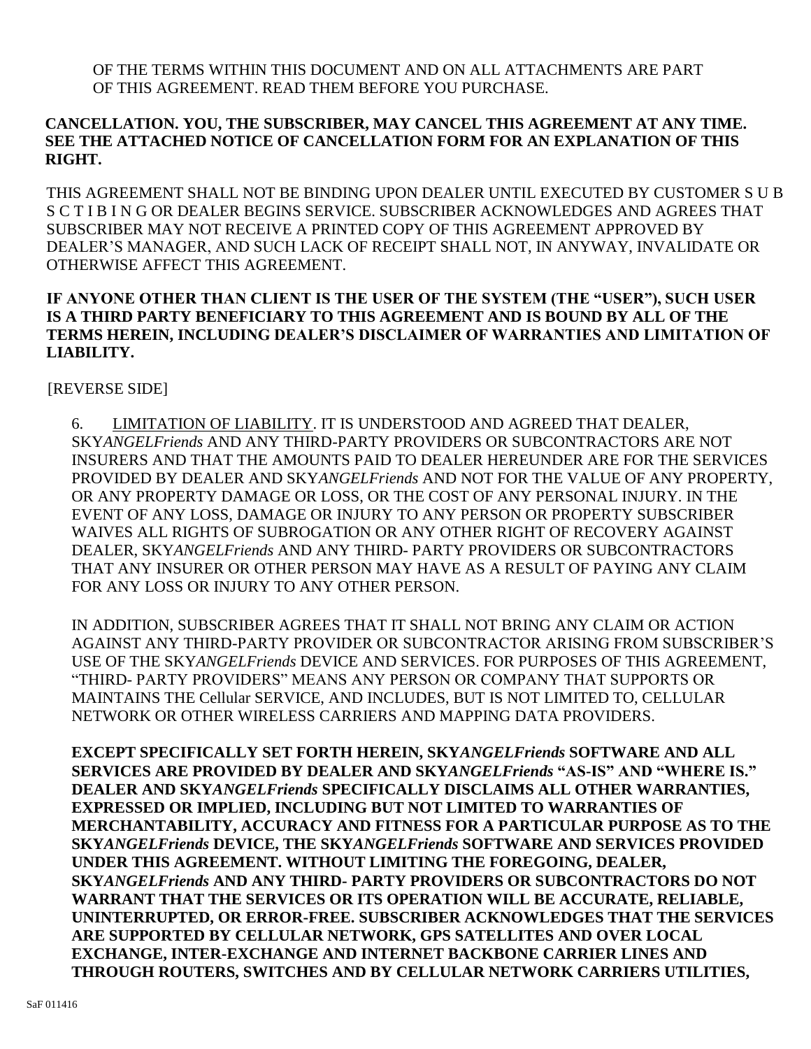OF THE TERMS WITHIN THIS DOCUMENT AND ON ALL ATTACHMENTS ARE PART OF THIS AGREEMENT. READ THEM BEFORE YOU PURCHASE.

**CANCELLATION. YOU, THE SUBSCRIBER, MAY CANCEL THIS AGREEMENT AT ANY TIME. SEE THE ATTACHED NOTICE OF CANCELLATION FORM FOR AN EXPLANATION OF THIS RIGHT.**

THIS AGREEMENT SHALL NOT BE BINDING UPON DEALER UNTIL EXECUTED BY CUSTOMER S U B S C T I B I N G OR DEALER BEGINS SERVICE. SUBSCRIBER ACKNOWLEDGES AND AGREES THAT SUBSCRIBER MAY NOT RECEIVE A PRINTED COPY OF THIS AGREEMENT APPROVED BY DEALER'S MANAGER, AND SUCH LACK OF RECEIPT SHALL NOT, IN ANYWAY, INVALIDATE OR OTHERWISE AFFECT THIS AGREEMENT.

**IF ANYONE OTHER THAN CLIENT IS THE USER OF THE SYSTEM (THE "USER"), SUCH USER IS A THIRD PARTY BENEFICIARY TO THIS AGREEMENT AND IS BOUND BY ALL OF THE TERMS HEREIN, INCLUDING DEALER'S DISCLAIMER OF WARRANTIES AND LIMITATION OF LIABILITY.**

[REVERSE SIDE]

6. LIMITATION OF LIABILITY. IT IS UNDERSTOOD AND AGREED THAT DEALER, SKY*ANGELFriends* AND ANY THIRD-PARTY PROVIDERS OR SUBCONTRACTORS ARE NOT INSURERS AND THAT THE AMOUNTS PAID TO DEALER HEREUNDER ARE FOR THE SERVICES PROVIDED BY DEALER AND SKY*ANGELFriends* AND NOT FOR THE VALUE OF ANY PROPERTY, OR ANY PROPERTY DAMAGE OR LOSS, OR THE COST OF ANY PERSONAL INJURY. IN THE EVENT OF ANY LOSS, DAMAGE OR INJURY TO ANY PERSON OR PROPERTY SUBSCRIBER WAIVES ALL RIGHTS OF SUBROGATION OR ANY OTHER RIGHT OF RECOVERY AGAINST DEALER, SKY*ANGELFriends* AND ANY THIRD- PARTY PROVIDERS OR SUBCONTRACTORS THAT ANY INSURER OR OTHER PERSON MAY HAVE AS A RESULT OF PAYING ANY CLAIM FOR ANY LOSS OR INJURY TO ANY OTHER PERSON.

IN ADDITION, SUBSCRIBER AGREES THAT IT SHALL NOT BRING ANY CLAIM OR ACTION AGAINST ANY THIRD-PARTY PROVIDER OR SUBCONTRACTOR ARISING FROM SUBSCRIBER'S USE OF THE SKY*ANGELFriends* DEVICE AND SERVICES. FOR PURPOSES OF THIS AGREEMENT, "THIRD- PARTY PROVIDERS" MEANS ANY PERSON OR COMPANY THAT SUPPORTS OR MAINTAINS THE Cellular SERVICE, AND INCLUDES, BUT IS NOT LIMITED TO, CELLULAR NETWORK OR OTHER WIRELESS CARRIERS AND MAPPING DATA PROVIDERS.

**EXCEPT SPECIFICALLY SET FORTH HEREIN, SKY*ANGELFriends* SOFTWARE AND ALL SERVICES ARE PROVIDED BY DEALER AND SKY*ANGELFriends* "AS-IS" AND "WHERE IS." DEALER AND SKY*ANGELFriends* SPECIFICALLY DISCLAIMS ALL OTHER WARRANTIES, EXPRESSED OR IMPLIED, INCLUDING BUT NOT LIMITED TO WARRANTIES OF MERCHANTABILITY, ACCURACY AND FITNESS FOR A PARTICULAR PURPOSE AS TO THE SKY*ANGELFriends* DEVICE, THE SKY*ANGELFriends* SOFTWARE AND SERVICES PROVIDED UNDER THIS AGREEMENT. WITHOUT LIMITING THE FOREGOING, DEALER, SKY*ANGELFriends* AND ANY THIRD- PARTY PROVIDERS OR SUBCONTRACTORS DO NOT WARRANT THAT THE SERVICES OR ITS OPERATION WILL BE ACCURATE, RELIABLE, UNINTERRUPTED, OR ERROR-FREE. SUBSCRIBER ACKNOWLEDGES THAT THE SERVICES ARE SUPPORTED BY CELLULAR NETWORK, GPS SATELLITES AND OVER LOCAL EXCHANGE, INTER-EXCHANGE AND INTERNET BACKBONE CARRIER LINES AND THROUGH ROUTERS, SWITCHES AND BY CELLULAR NETWORK CARRIERS UTILITIES,**

SaF 011416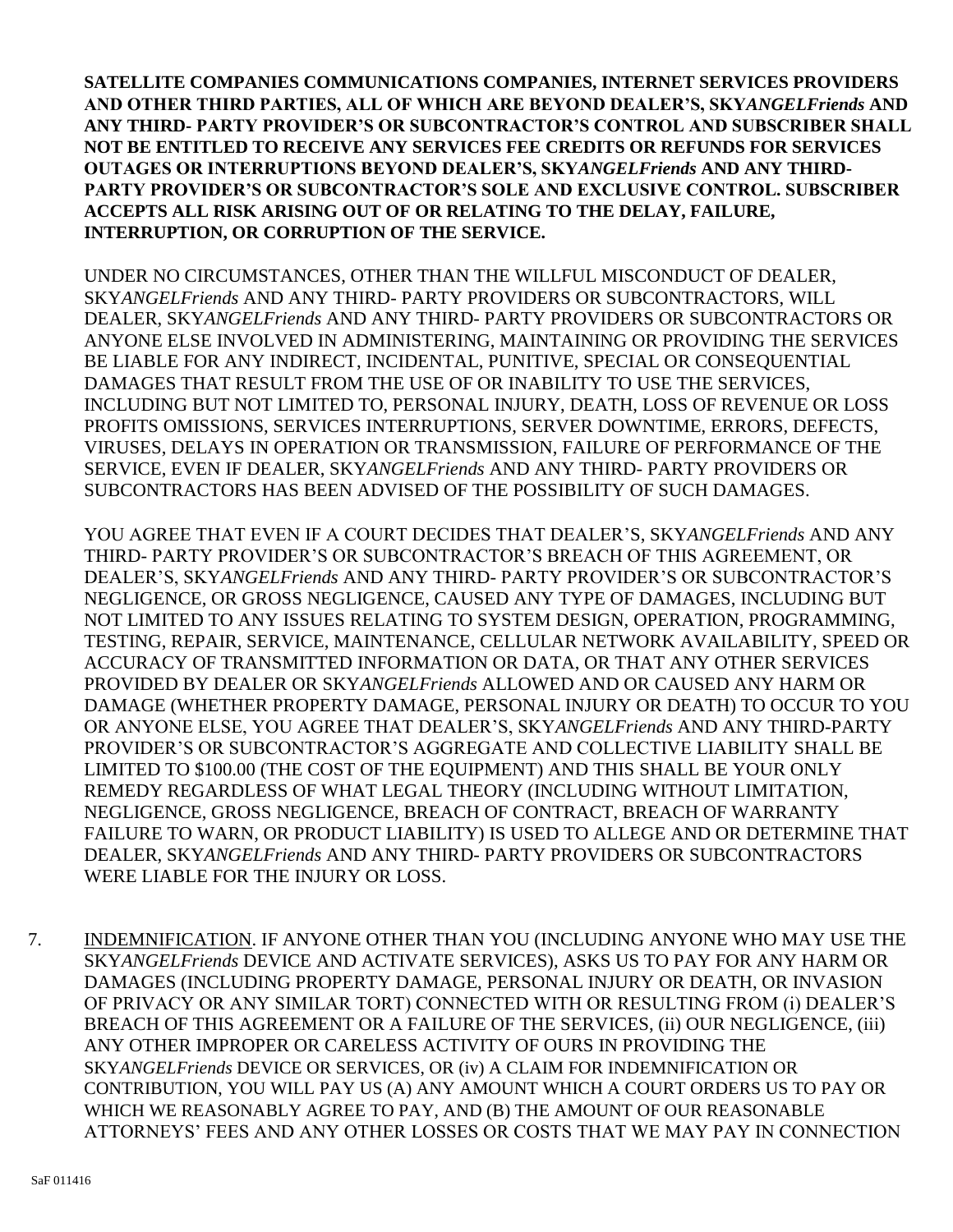**SATELLITE COMPANIES COMMUNICATIONS COMPANIES, INTERNET SERVICES PROVIDERS AND OTHER THIRD PARTIES, ALL OF WHICH ARE BEYOND DEALER'S, SKY*ANGELFriends* AND ANY THIRD- PARTY PROVIDER'S OR SUBCONTRACTOR'S CONTROL AND SUBSCRIBER SHALL NOT BE ENTITLED TO RECEIVE ANY SERVICES FEE CREDITS OR REFUNDS FOR SERVICES OUTAGES OR INTERRUPTIONS BEYOND DEALER'S, SKY*ANGELFriends* AND ANY THIRD-PARTY PROVIDER'S OR SUBCONTRACTOR'S SOLE AND EXCLUSIVE CONTROL. SUBSCRIBER ACCEPTS ALL RISK ARISING OUT OF OR RELATING TO THE DELAY, FAILURE, INTERRUPTION, OR CORRUPTION OF THE SERVICE.**

UNDER NO CIRCUMSTANCES, OTHER THAN THE WILLFUL MISCONDUCT OF DEALER, SKY*ANGELFriends* AND ANY THIRD- PARTY PROVIDERS OR SUBCONTRACTORS, WILL DEALER, SKY*ANGELFriends* AND ANY THIRD- PARTY PROVIDERS OR SUBCONTRACTORS OR ANYONE ELSE INVOLVED IN ADMINISTERING, MAINTAINING OR PROVIDING THE SERVICES BE LIABLE FOR ANY INDIRECT, INCIDENTAL, PUNITIVE, SPECIAL OR CONSEQUENTIAL DAMAGES THAT RESULT FROM THE USE OF OR INABILITY TO USE THE SERVICES, INCLUDING BUT NOT LIMITED TO, PERSONAL INJURY, DEATH, LOSS OF REVENUE OR LOSS PROFITS OMISSIONS, SERVICES INTERRUPTIONS, SERVER DOWNTIME, ERRORS, DEFECTS, VIRUSES, DELAYS IN OPERATION OR TRANSMISSION, FAILURE OF PERFORMANCE OF THE SERVICE, EVEN IF DEALER, SKY*ANGELFriends* AND ANY THIRD- PARTY PROVIDERS OR SUBCONTRACTORS HAS BEEN ADVISED OF THE POSSIBILITY OF SUCH DAMAGES.

YOU AGREE THAT EVEN IF A COURT DECIDES THAT DEALER'S, SKY*ANGELFriends* AND ANY THIRD- PARTY PROVIDER'S OR SUBCONTRACTOR'S BREACH OF THIS AGREEMENT, OR DEALER'S, SKY*ANGELFriends* AND ANY THIRD- PARTY PROVIDER'S OR SUBCONTRACTOR'S NEGLIGENCE, OR GROSS NEGLIGENCE, CAUSED ANY TYPE OF DAMAGES, INCLUDING BUT NOT LIMITED TO ANY ISSUES RELATING TO SYSTEM DESIGN, OPERATION, PROGRAMMING, TESTING, REPAIR, SERVICE, MAINTENANCE, CELLULAR NETWORK AVAILABILITY, SPEED OR ACCURACY OF TRANSMITTED INFORMATION OR DATA, OR THAT ANY OTHER SERVICES PROVIDED BY DEALER OR SKY*ANGELFriends* ALLOWED AND OR CAUSED ANY HARM OR DAMAGE (WHETHER PROPERTY DAMAGE, PERSONAL INJURY OR DEATH) TO OCCUR TO YOU OR ANYONE ELSE, YOU AGREE THAT DEALER'S, SKY*ANGELFriends* AND ANY THIRD-PARTY PROVIDER'S OR SUBCONTRACTOR'S AGGREGATE AND COLLECTIVE LIABILITY SHALL BE LIMITED TO $100.00 (THE COST OF THE EQUIPMENT) AND THIS SHALL BE YOUR ONLY REMEDY REGARDLESS OF WHAT LEGAL THEORY (INCLUDING WITHOUT LIMITATION, NEGLIGENCE, GROSS NEGLIGENCE, BREACH OF CONTRACT, BREACH OF WARRANTY FAILURE TO WARN, OR PRODUCT LIABILITY) IS USED TO ALLEGE AND OR DETERMINE THAT DEALER, SKY*ANGELFriends* AND ANY THIRD- PARTY PROVIDERS OR SUBCONTRACTORS WERE LIABLE FOR THE INJURY OR LOSS.

7. INDEMNIFICATION. IF ANYONE OTHER THAN YOU (INCLUDING ANYONE WHO MAY USE THE SKY*ANGELFriends* DEVICE AND ACTIVATE SERVICES), ASKS US TO PAY FOR ANY HARM OR DAMAGES (INCLUDING PROPERTY DAMAGE, PERSONAL INJURY OR DEATH, OR INVASION OF PRIVACY OR ANY SIMILAR TORT) CONNECTED WITH OR RESULTING FROM (i) DEALER'S BREACH OF THIS AGREEMENT OR A FAILURE OF THE SERVICES, (ii) OUR NEGLIGENCE, (iii) ANY OTHER IMPROPER OR CARELESS ACTIVITY OF OURS IN PROVIDING THE SKY*ANGELFriends* DEVICE OR SERVICES, OR (iv) A CLAIM FOR INDEMNIFICATION OR CONTRIBUTION, YOU WILL PAY US (A) ANY AMOUNT WHICH A COURT ORDERS US TO PAY OR WHICH WE REASONABLY AGREE TO PAY, AND (B) THE AMOUNT OF OUR REASONABLE ATTORNEYS' FEES AND ANY OTHER LOSSES OR COSTS THAT WE MAY PAY IN CONNECTION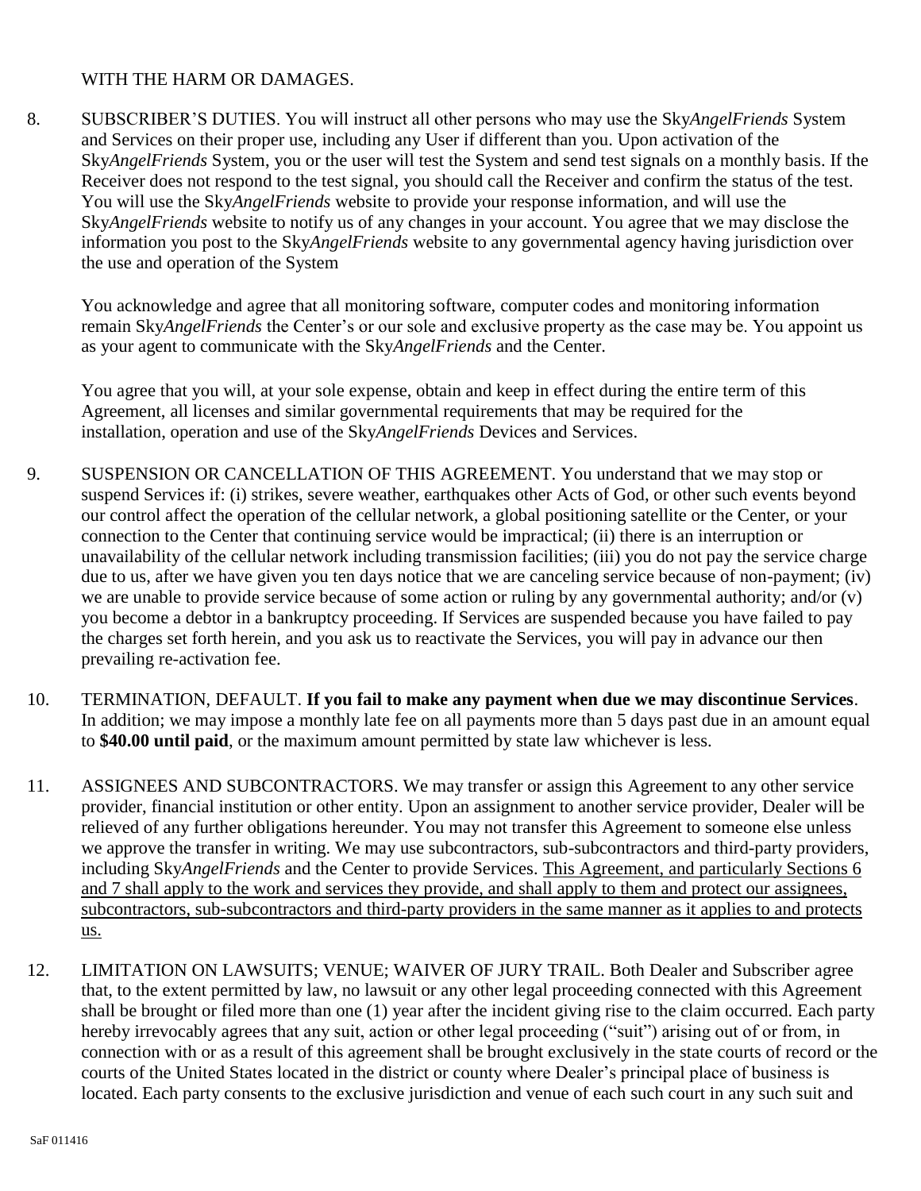WITH THE HARM OR DAMAGES.

8. SUBSCRIBER'S DUTIES. You will instruct all other persons who may use the Sky*AngelFriends* System and Services on their proper use, including any User if different than you. Upon activation of the Sky*AngelFriends* System, you or the user will test the System and send test signals on a monthly basis. If the Receiver does not respond to the test signal, you should call the Receiver and confirm the status of the test. You will use the Sky*AngelFriends* website to provide your response information, and will use the Sky*AngelFriends* website to notify us of any changes in your account. You agree that we may disclose the information you post to the Sky*AngelFriends* website to any governmental agency having jurisdiction over the use and operation of the System

   You acknowledge and agree that all monitoring software, computer codes and monitoring information remain Sky*AngelFriends* the Center's or our sole and exclusive property as the case may be. You appoint us as your agent to communicate with the Sky*AngelFriends* and the Center.

   You agree that you will, at your sole expense, obtain and keep in effect during the entire term of this Agreement, all licenses and similar governmental requirements that may be required for the installation, operation and use of the Sky*AngelFriends* Devices and Services.

9. SUSPENSION OR CANCELLATION OF THIS AGREEMENT. You understand that we may stop or suspend Services if: (i) strikes, severe weather, earthquakes other Acts of God, or other such events beyond our control affect the operation of the cellular network, a global positioning satellite or the Center, or your connection to the Center that continuing service would be impractical; (ii) there is an interruption or unavailability of the cellular network including transmission facilities; (iii) you do not pay the service charge due to us, after we have given you ten days notice that we are canceling service because of non-payment; (iv) we are unable to provide service because of some action or ruling by any governmental authority; and/or (v) you become a debtor in a bankruptcy proceeding. If Services are suspended because you have failed to pay the charges set forth herein, and you ask us to reactivate the Services, you will pay in advance our then prevailing re-activation fee.

10. TERMINATION, DEFAULT. **If you fail to make any payment when due we may discontinue Services**. In addition; we may impose a monthly late fee on all payments more than 5 days past due in an amount equal to **$40.00 until paid**, or the maximum amount permitted by state law whichever is less.

11. ASSIGNEES AND SUBCONTRACTORS. We may transfer or assign this Agreement to any other service provider, financial institution or other entity. Upon an assignment to another service provider, Dealer will be relieved of any further obligations hereunder. You may not transfer this Agreement to someone else unless we approve the transfer in writing. We may use subcontractors, sub-subcontractors and third-party providers, including Sky*AngelFriends* and the Center to provide Services. <u>This Agreement, and particularly Sections 6 and 7 shall apply to the work and services they provide, and shall apply to them and protect our assignees, subcontractors, sub-subcontractors and third-party providers in the same manner as it applies to and protects us.</u>

12. LIMITATION ON LAWSUITS; VENUE; WAIVER OF JURY TRAIL. Both Dealer and Subscriber agree that, to the extent permitted by law, no lawsuit or any other legal proceeding connected with this Agreement shall be brought or filed more than one (1) year after the incident giving rise to the claim occurred. Each party hereby irrevocably agrees that any suit, action or other legal proceeding ("suit") arising out of or from, in connection with or as a result of this agreement shall be brought exclusively in the state courts of record or the courts of the United States located in the district or county where Dealer's principal place of business is located. Each party consents to the exclusive jurisdiction and venue of each such court in any such suit and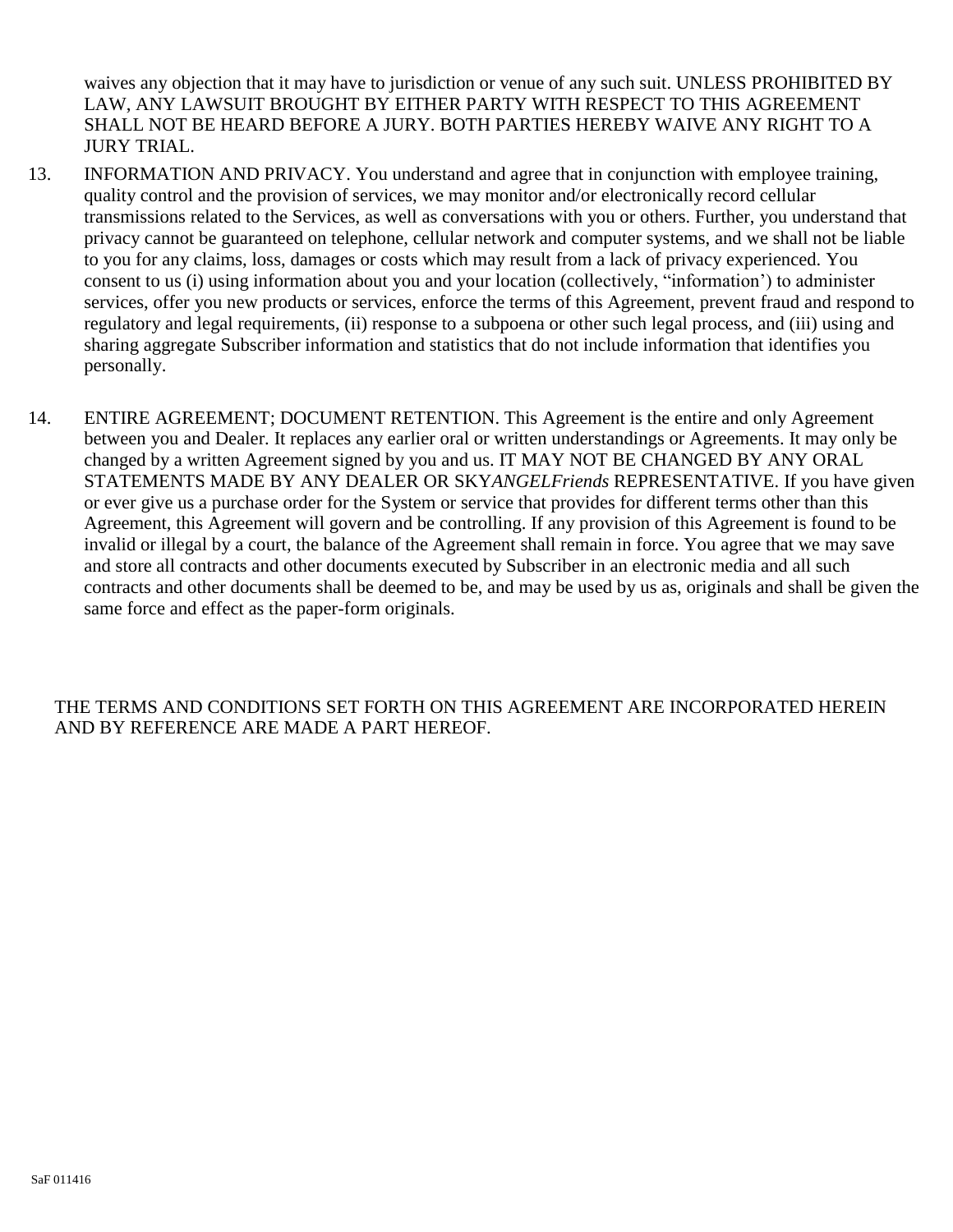waives any objection that it may have to jurisdiction or venue of any such suit. UNLESS PROHIBITED BY LAW, ANY LAWSUIT BROUGHT BY EITHER PARTY WITH RESPECT TO THIS AGREEMENT SHALL NOT BE HEARD BEFORE A JURY. BOTH PARTIES HEREBY WAIVE ANY RIGHT TO A JURY TRIAL.

13. INFORMATION AND PRIVACY. You understand and agree that in conjunction with employee training, quality control and the provision of services, we may monitor and/or electronically record cellular transmissions related to the Services, as well as conversations with you or others. Further, you understand that privacy cannot be guaranteed on telephone, cellular network and computer systems, and we shall not be liable to you for any claims, loss, damages or costs which may result from a lack of privacy experienced. You consent to us (i) using information about you and your location (collectively, "information') to administer services, offer you new products or services, enforce the terms of this Agreement, prevent fraud and respond to regulatory and legal requirements, (ii) response to a subpoena or other such legal process, and (iii) using and sharing aggregate Subscriber information and statistics that do not include information that identifies you personally.

14. ENTIRE AGREEMENT; DOCUMENT RETENTION. This Agreement is the entire and only Agreement between you and Dealer. It replaces any earlier oral or written understandings or Agreements. It may only be changed by a written Agreement signed by you and us. IT MAY NOT BE CHANGED BY ANY ORAL STATEMENTS MADE BY ANY DEALER OR SKY*ANGELFriends* REPRESENTATIVE. If you have given or ever give us a purchase order for the System or service that provides for different terms other than this Agreement, this Agreement will govern and be controlling. If any provision of this Agreement is found to be invalid or illegal by a court, the balance of the Agreement shall remain in force. You agree that we may save and store all contracts and other documents executed by Subscriber in an electronic media and all such contracts and other documents shall be deemed to be, and may be used by us as, originals and shall be given the same force and effect as the paper-form originals.

THE TERMS AND CONDITIONS SET FORTH ON THIS AGREEMENT ARE INCORPORATED HEREIN AND BY REFERENCE ARE MADE A PART HEREOF.

SaF 011416